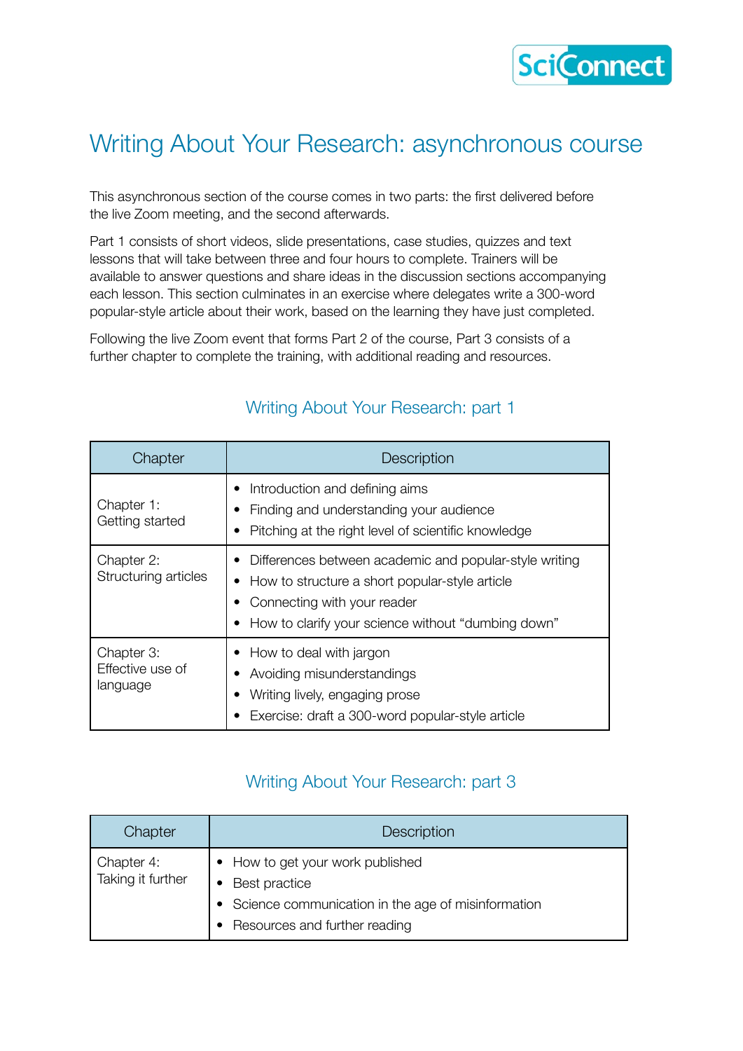# Writing About Your Research: asynchronous course

This asynchronous section of the course comes in two parts: the first delivered before the live Zoom meeting, and the second afterwards.

Part 1 consists of short videos, slide presentations, case studies, quizzes and text lessons that will take between three and four hours to complete. Trainers will be available to answer questions and share ideas in the discussion sections accompanying each lesson. This section culminates in an exercise where delegates write a 300-word popular-style article about their work, based on the learning they have just completed.

Following the live Zoom event that forms Part 2 of the course, Part 3 consists of a further chapter to complete the training, with additional reading and resources.

## Writing About Your Research: part 1

| Chapter | Description |
| --- | --- |
| Chapter 1: Getting started | • Introduction and defining aims<br>• Finding and understanding your audience<br>• Pitching at the right level of scientific knowledge |
| Chapter 2: Structuring articles | • Differences between academic and popular-style writing<br>• How to structure a short popular-style article<br>• Connecting with your reader<br>• How to clarify your science without "dumbing down" |
| Chapter 3: Effective use of language | • How to deal with jargon<br>• Avoiding misunderstandings<br>• Writing lively, engaging prose<br>• Exercise: draft a 300-word popular-style article |

## Writing About Your Research: part 3

| Chapter | Description |
| --- | --- |
| Chapter 4: Taking it further | • How to get your work published<br>• Best practice<br>• Science communication in the age of misinformation<br>• Resources and further reading |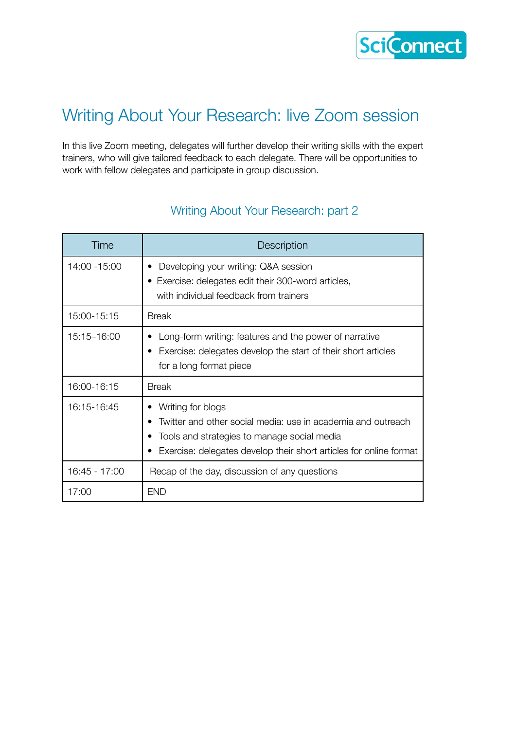SciConnect

# Writing About Your Research: live Zoom session

In this live Zoom meeting, delegates will further develop their writing skills with the expert trainers, who will give tailored feedback to each delegate. There will be opportunities to work with fellow delegates and participate in group discussion.

## Writing About Your Research: part 2

| Time | Description |
|---|---|
| 14:00 -15:00 | • Developing your writing: Q&A session<br>• Exercise: delegates edit their 300-word articles, with individual feedback from trainers |
| 15:00-15:15 | Break |
| 15:15–16:00 | • Long-form writing: features and the power of narrative<br>• Exercise: delegates develop the start of their short articles for a long format piece |
| 16:00-16:15 | Break |
| 16:15-16:45 | • Writing for blogs<br>• Twitter and other social media: use in academia and outreach<br>• Tools and strategies to manage social media<br>• Exercise: delegates develop their short articles for online format |
| 16:45 - 17:00 | Recap of the day, discussion of any questions |
| 17:00 | END |